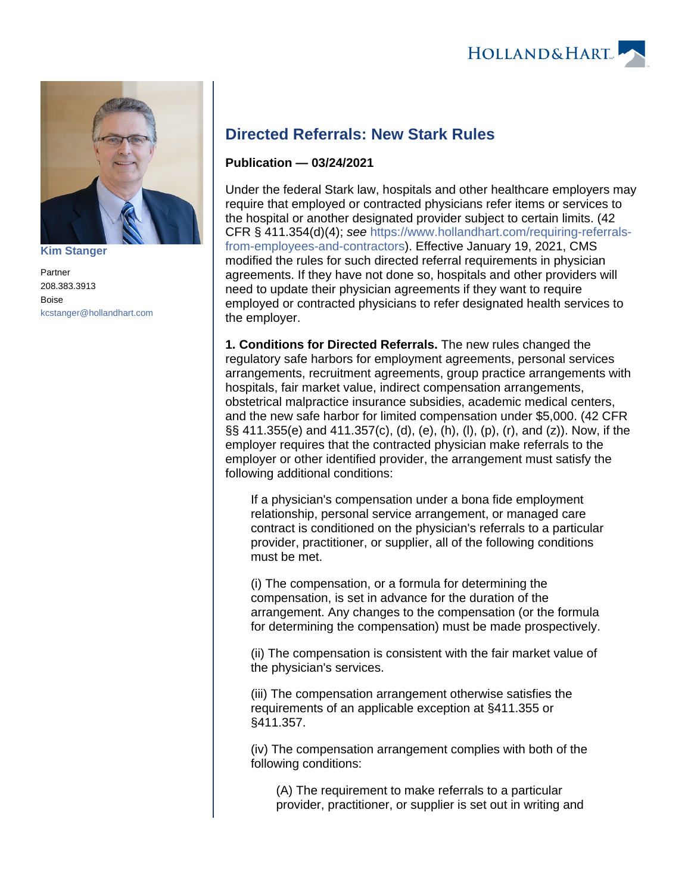Kim Stanger

Partner

208.383.3913

Boise

kcstanger@hollandhart.com

# Directed Referrals: New Stark Rules

**Publication — 03/24/2021**

Under the federal Stark law, hospitals and other healthcare employers may require that employed or contracted physicians refer items or services to the hospital or another designated provider subject to certain limits. (42 CFR § 411.354(d)(4); *see* https://www.hollandhart.com/requiring-referrals-from-employees-and-contractors). Effective January 19, 2021, CMS modified the rules for such directed referral requirements in physician agreements. If they have not done so, hospitals and other providers will need to update their physician agreements if they want to require employed or contracted physicians to refer designated health services to the employer.

**1. Conditions for Directed Referrals.** The new rules changed the regulatory safe harbors for employment agreements, personal services arrangements, recruitment agreements, group practice arrangements with hospitals, fair market value, indirect compensation arrangements, obstetrical malpractice insurance subsidies, academic medical centers, and the new safe harbor for limited compensation under $5,000. (42 CFR §§ 411.355(e) and 411.357(c), (d), (e), (h), (l), (p), (r), and (z)). Now, if the employer requires that the contracted physician make referrals to the employer or other identified provider, the arrangement must satisfy the following additional conditions:

> If a physician's compensation under a bona fide employment relationship, personal service arrangement, or managed care contract is conditioned on the physician's referrals to a particular provider, practitioner, or supplier, all of the following conditions must be met.
>
> (i) The compensation, or a formula for determining the compensation, is set in advance for the duration of the arrangement. Any changes to the compensation (or the formula for determining the compensation) must be made prospectively.
>
> (ii) The compensation is consistent with the fair market value of the physician's services.
>
> (iii) The compensation arrangement otherwise satisfies the requirements of an applicable exception at §411.355 or §411.357.
>
> (iv) The compensation arrangement complies with both of the following conditions:
>
>> (A) The requirement to make referrals to a particular provider, practitioner, or supplier is set out in writing and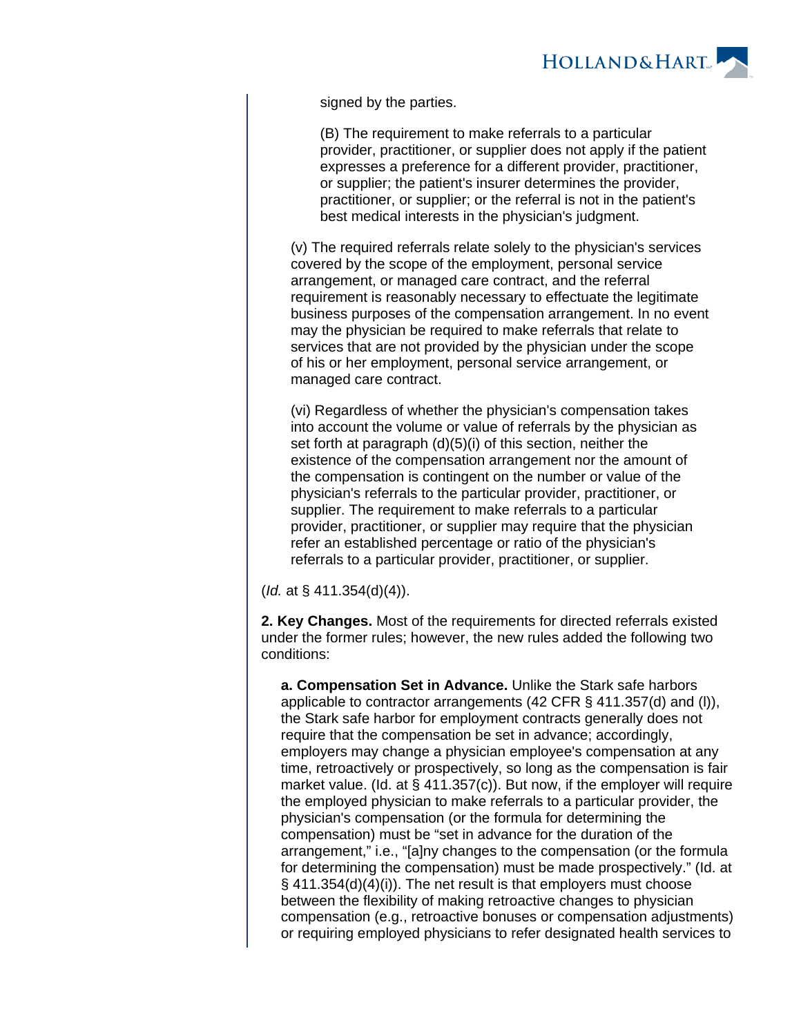signed by the parties.

(B) The requirement to make referrals to a particular provider, practitioner, or supplier does not apply if the patient expresses a preference for a different provider, practitioner, or supplier; the patient's insurer determines the provider, practitioner, or supplier; or the referral is not in the patient's best medical interests in the physician's judgment.

(v) The required referrals relate solely to the physician's services covered by the scope of the employment, personal service arrangement, or managed care contract, and the referral requirement is reasonably necessary to effectuate the legitimate business purposes of the compensation arrangement. In no event may the physician be required to make referrals that relate to services that are not provided by the physician under the scope of his or her employment, personal service arrangement, or managed care contract.

(vi) Regardless of whether the physician's compensation takes into account the volume or value of referrals by the physician as set forth at paragraph (d)(5)(i) of this section, neither the existence of the compensation arrangement nor the amount of the compensation is contingent on the number or value of the physician's referrals to the particular provider, practitioner, or supplier. The requirement to make referrals to a particular provider, practitioner, or supplier may require that the physician refer an established percentage or ratio of the physician's referrals to a particular provider, practitioner, or supplier.

(*Id.* at § 411.354(d)(4)).

**2. Key Changes.** Most of the requirements for directed referrals existed under the former rules; however, the new rules added the following two conditions:

**a. Compensation Set in Advance.** Unlike the Stark safe harbors applicable to contractor arrangements (42 CFR § 411.357(d) and (l)), the Stark safe harbor for employment contracts generally does not require that the compensation be set in advance; accordingly, employers may change a physician employee's compensation at any time, retroactively or prospectively, so long as the compensation is fair market value. (Id. at § 411.357(c)). But now, if the employer will require the employed physician to make referrals to a particular provider, the physician's compensation (or the formula for determining the compensation) must be "set in advance for the duration of the arrangement," i.e., "[a]ny changes to the compensation (or the formula for determining the compensation) must be made prospectively." (Id. at § 411.354(d)(4)(i)). The net result is that employers must choose between the flexibility of making retroactive changes to physician compensation (e.g., retroactive bonuses or compensation adjustments) or requiring employed physicians to refer designated health services to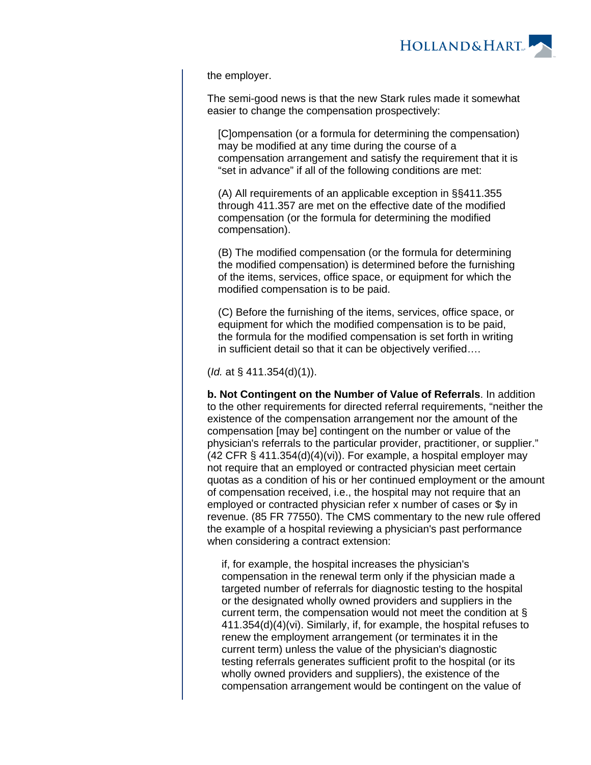the employer.

The semi-good news is that the new Stark rules made it somewhat easier to change the compensation prospectively:

> [C]ompensation (or a formula for determining the compensation) may be modified at any time during the course of a compensation arrangement and satisfy the requirement that it is "set in advance" if all of the following conditions are met:
>
> (A) All requirements of an applicable exception in §§411.355 through 411.357 are met on the effective date of the modified compensation (or the formula for determining the modified compensation).
>
> (B) The modified compensation (or the formula for determining the modified compensation) is determined before the furnishing of the items, services, office space, or equipment for which the modified compensation is to be paid.
>
> (C) Before the furnishing of the items, services, office space, or equipment for which the modified compensation is to be paid, the formula for the modified compensation is set forth in writing in sufficient detail so that it can be objectively verified….

(*Id.* at § 411.354(d)(1)).

**b. Not Contingent on the Number of Value of Referrals**. In addition to the other requirements for directed referral requirements, "neither the existence of the compensation arrangement nor the amount of the compensation [may be] contingent on the number or value of the physician's referrals to the particular provider, practitioner, or supplier." (42 CFR § 411.354(d)(4)(vi)). For example, a hospital employer may not require that an employed or contracted physician meet certain quotas as a condition of his or her continued employment or the amount of compensation received, i.e., the hospital may not require that an employed or contracted physician refer x number of cases or $y in revenue. (85 FR 77550). The CMS commentary to the new rule offered the example of a hospital reviewing a physician's past performance when considering a contract extension:

> if, for example, the hospital increases the physician's compensation in the renewal term only if the physician made a targeted number of referrals for diagnostic testing to the hospital or the designated wholly owned providers and suppliers in the current term, the compensation would not meet the condition at § 411.354(d)(4)(vi). Similarly, if, for example, the hospital refuses to renew the employment arrangement (or terminates it in the current term) unless the value of the physician's diagnostic testing referrals generates sufficient profit to the hospital (or its wholly owned providers and suppliers), the existence of the compensation arrangement would be contingent on the value of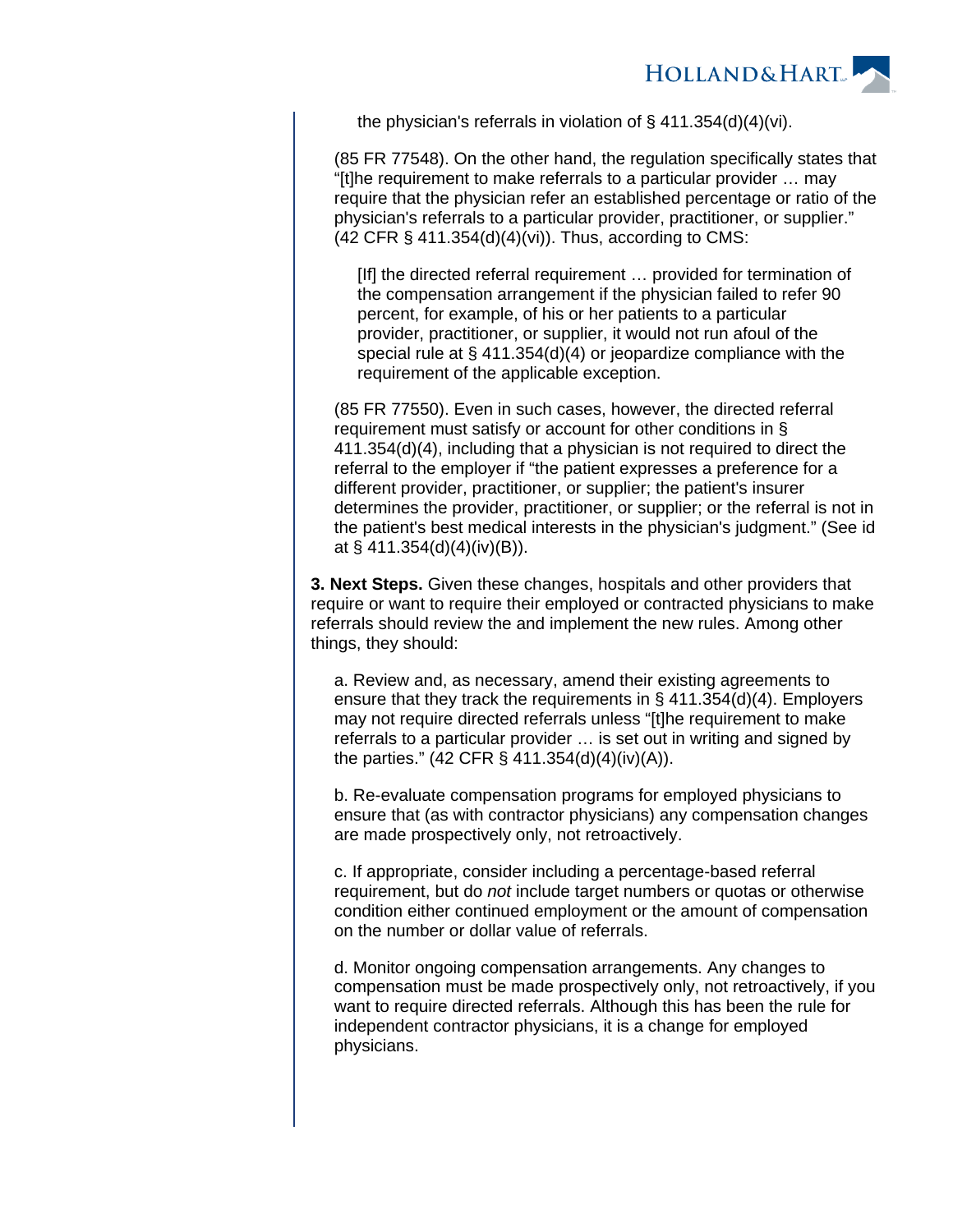> the physician's referrals in violation of § 411.354(d)(4)(vi).

(85 FR 77548). On the other hand, the regulation specifically states that "[t]he requirement to make referrals to a particular provider … may require that the physician refer an established percentage or ratio of the physician's referrals to a particular provider, practitioner, or supplier." (42 CFR § 411.354(d)(4)(vi)). Thus, according to CMS:

> [If] the directed referral requirement … provided for termination of the compensation arrangement if the physician failed to refer 90 percent, for example, of his or her patients to a particular provider, practitioner, or supplier, it would not run afoul of the special rule at § 411.354(d)(4) or jeopardize compliance with the requirement of the applicable exception.

(85 FR 77550). Even in such cases, however, the directed referral requirement must satisfy or account for other conditions in § 411.354(d)(4), including that a physician is not required to direct the referral to the employer if "the patient expresses a preference for a different provider, practitioner, or supplier; the patient's insurer determines the provider, practitioner, or supplier; or the referral is not in the patient's best medical interests in the physician's judgment." (See id at § 411.354(d)(4)(iv)(B)).

**3. Next Steps.** Given these changes, hospitals and other providers that require or want to require their employed or contracted physicians to make referrals should review the and implement the new rules. Among other things, they should:

a. Review and, as necessary, amend their existing agreements to ensure that they track the requirements in § 411.354(d)(4). Employers may not require directed referrals unless "[t]he requirement to make referrals to a particular provider … is set out in writing and signed by the parties." (42 CFR § 411.354(d)(4)(iv)(A)).

b. Re-evaluate compensation programs for employed physicians to ensure that (as with contractor physicians) any compensation changes are made prospectively only, not retroactively.

c. If appropriate, consider including a percentage-based referral requirement, but do *not* include target numbers or quotas or otherwise condition either continued employment or the amount of compensation on the number or dollar value of referrals.

d. Monitor ongoing compensation arrangements. Any changes to compensation must be made prospectively only, not retroactively, if you want to require directed referrals. Although this has been the rule for independent contractor physicians, it is a change for employed physicians.